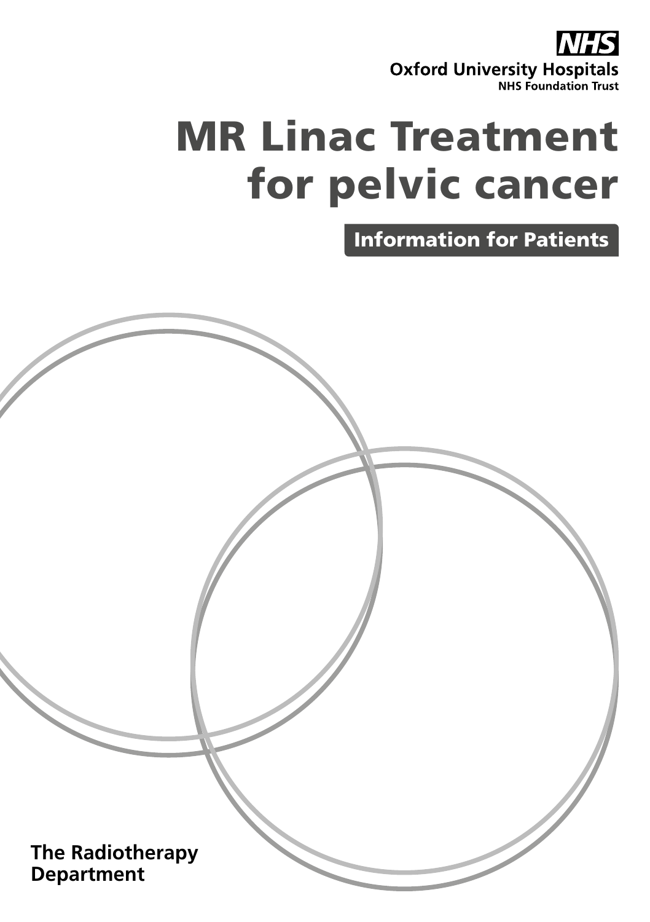NHS

Oxford University Hospitals
NHS Foundation Trust

# MR Linac Treatment for pelvic cancer

## Information for Patients

**The Radiotherapy Department**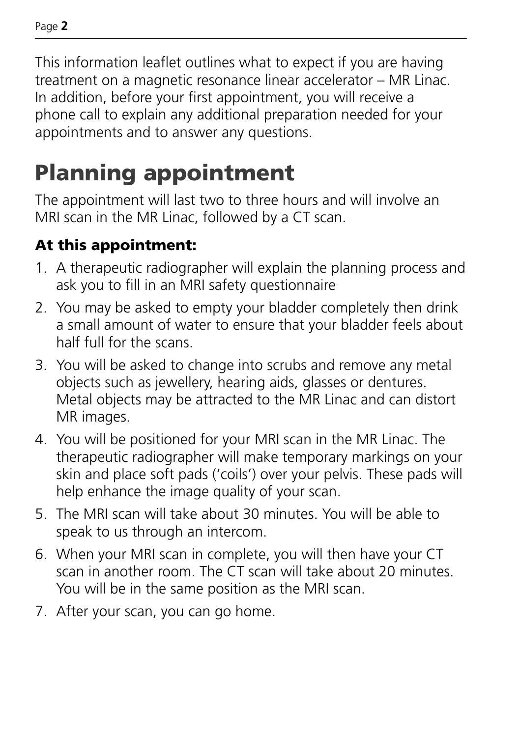This information leaflet outlines what to expect if you are having treatment on a magnetic resonance linear accelerator – MR Linac. In addition, before your first appointment, you will receive a phone call to explain any additional preparation needed for your appointments and to answer any questions.

# Planning appointment

The appointment will last two to three hours and will involve an MRI scan in the MR Linac, followed by a CT scan.

### At this appointment:

1. A therapeutic radiographer will explain the planning process and ask you to fill in an MRI safety questionnaire
2. You may be asked to empty your bladder completely then drink a small amount of water to ensure that your bladder feels about half full for the scans.
3. You will be asked to change into scrubs and remove any metal objects such as jewellery, hearing aids, glasses or dentures. Metal objects may be attracted to the MR Linac and can distort MR images.
4. You will be positioned for your MRI scan in the MR Linac. The therapeutic radiographer will make temporary markings on your skin and place soft pads ('coils') over your pelvis. These pads will help enhance the image quality of your scan.
5. The MRI scan will take about 30 minutes. You will be able to speak to us through an intercom.
6. When your MRI scan in complete, you will then have your CT scan in another room. The CT scan will take about 20 minutes. You will be in the same position as the MRI scan.
7. After your scan, you can go home.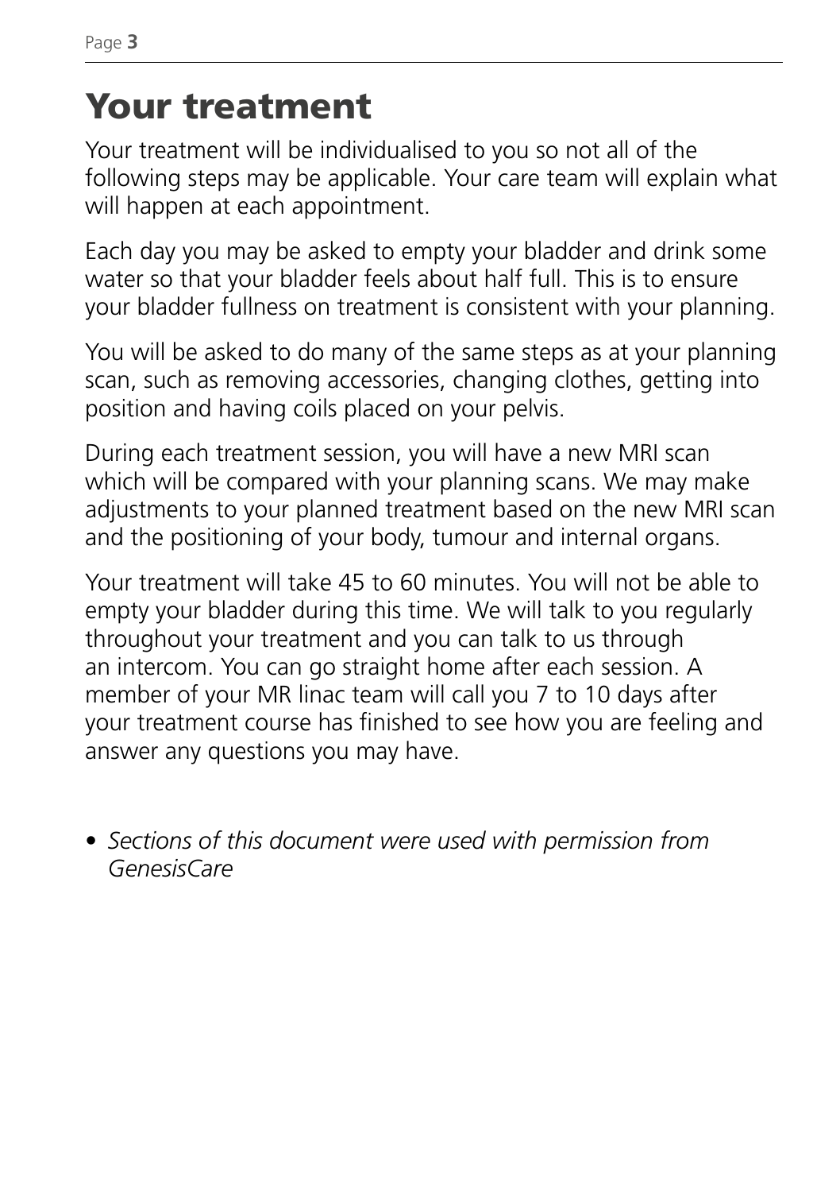# Your treatment

Your treatment will be individualised to you so not all of the following steps may be applicable. Your care team will explain what will happen at each appointment.

Each day you may be asked to empty your bladder and drink some water so that your bladder feels about half full. This is to ensure your bladder fullness on treatment is consistent with your planning.

You will be asked to do many of the same steps as at your planning scan, such as removing accessories, changing clothes, getting into position and having coils placed on your pelvis.

During each treatment session, you will have a new MRI scan which will be compared with your planning scans. We may make adjustments to your planned treatment based on the new MRI scan and the positioning of your body, tumour and internal organs.

Your treatment will take 45 to 60 minutes. You will not be able to empty your bladder during this time. We will talk to you regularly throughout your treatment and you can talk to us through an intercom. You can go straight home after each session. A member of your MR linac team will call you 7 to 10 days after your treatment course has finished to see how you are feeling and answer any questions you may have.

- *Sections of this document were used with permission from GenesisCare*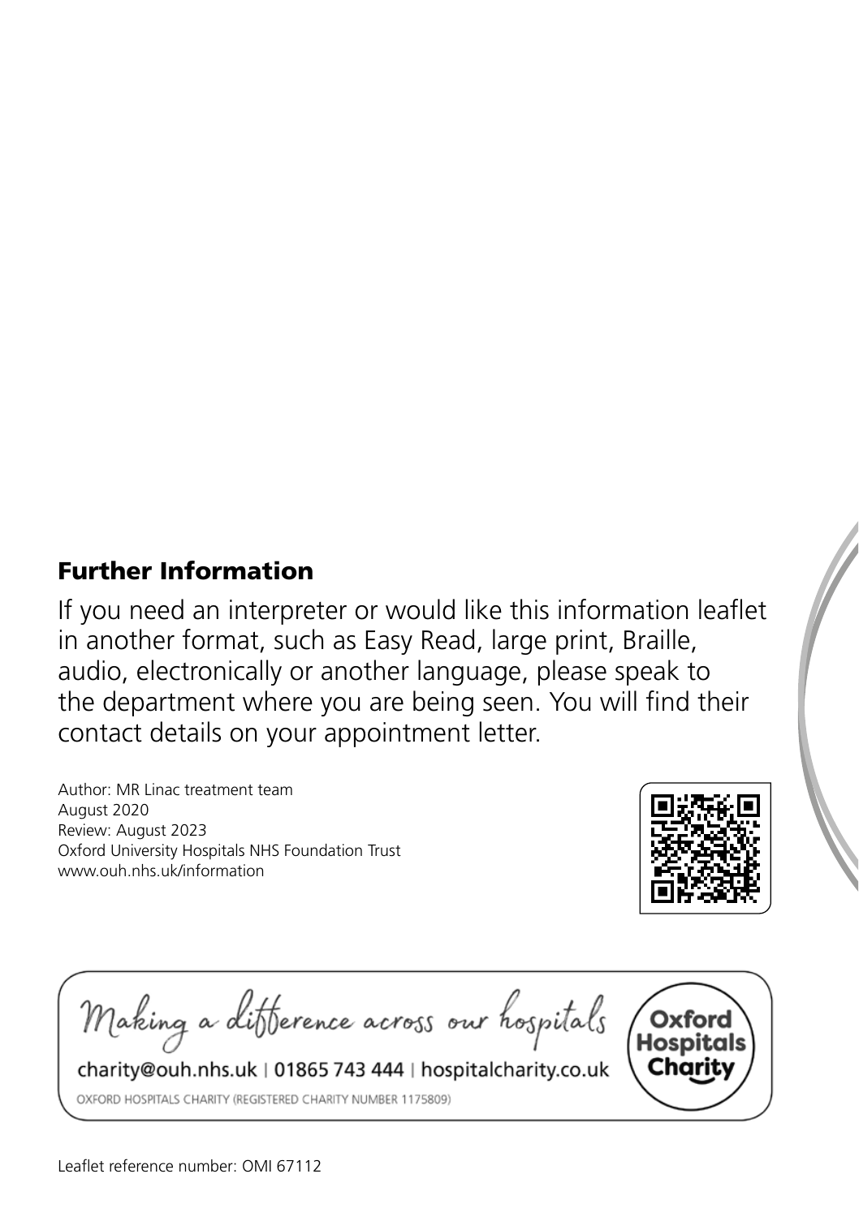## Further Information

If you need an interpreter or would like this information leaflet in another format, such as Easy Read, large print, Braille, audio, electronically or another language, please speak to the department where you are being seen. You will find their contact details on your appointment letter.

Author: MR Linac treatment team
August 2020
Review: August 2023
Oxford University Hospitals NHS Foundation Trust
www.ouh.nhs.uk/information

Making a difference across our hospitals

charity@ouh.nhs.uk | 01865 743 444 | hospitalcharity.co.uk

Oxford Hospitals Charity

OXFORD HOSPITALS CHARITY (REGISTERED CHARITY NUMBER 1175809)

Leaflet reference number: OMI 67112